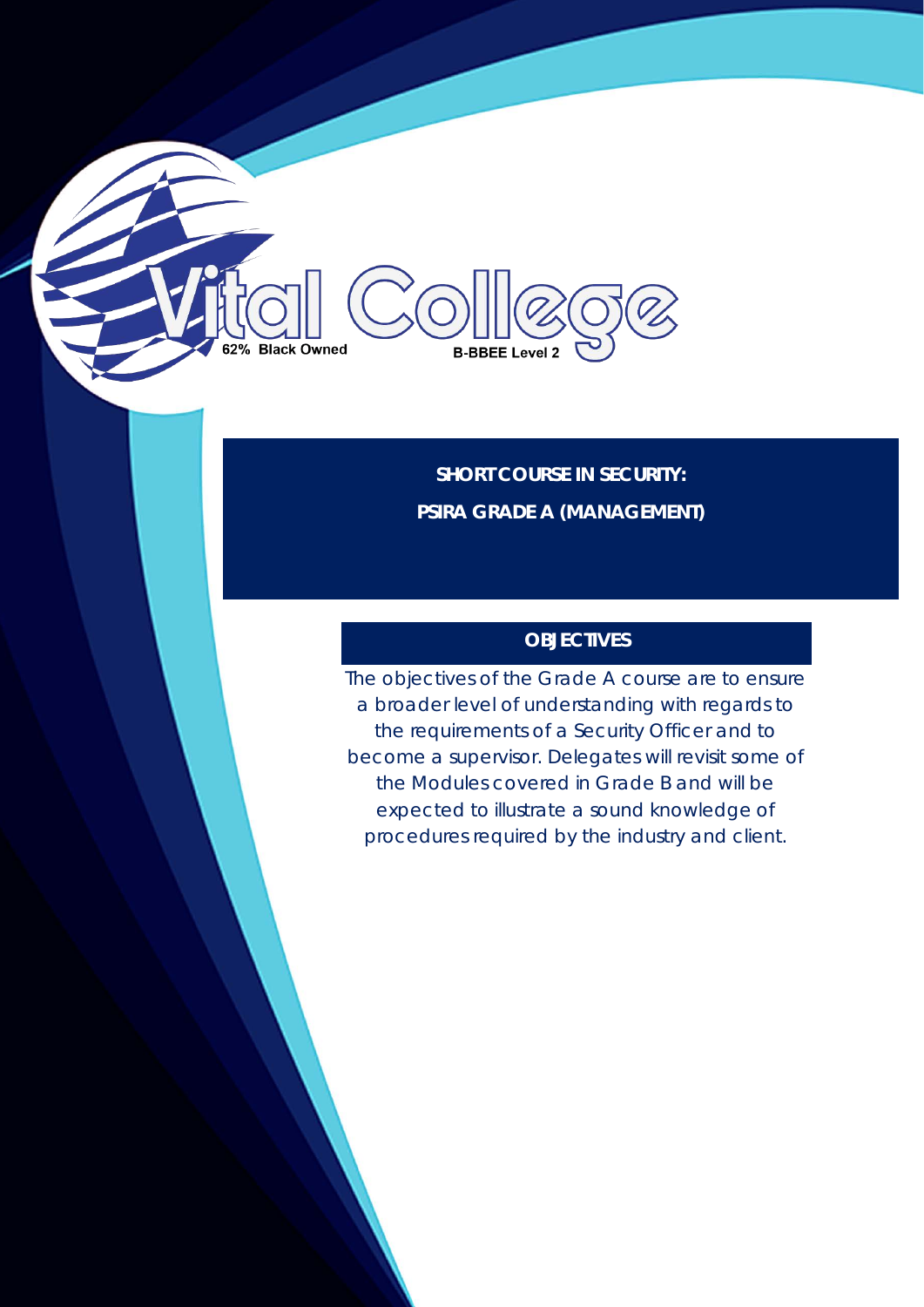Vital College

62% Black Owned

B-BBEE Level 2

# SHORT COURSE IN SECURITY:
# PSIRA GRADE A (MANAGEMENT)

## OBJECTIVES

The objectives of the Grade A course are to ensure a broader level of understanding with regards to the requirements of a Security Officer and to become a supervisor. Delegates will revisit some of the Modules covered in Grade B and will be expected to illustrate a sound knowledge of procedures required by the industry and client.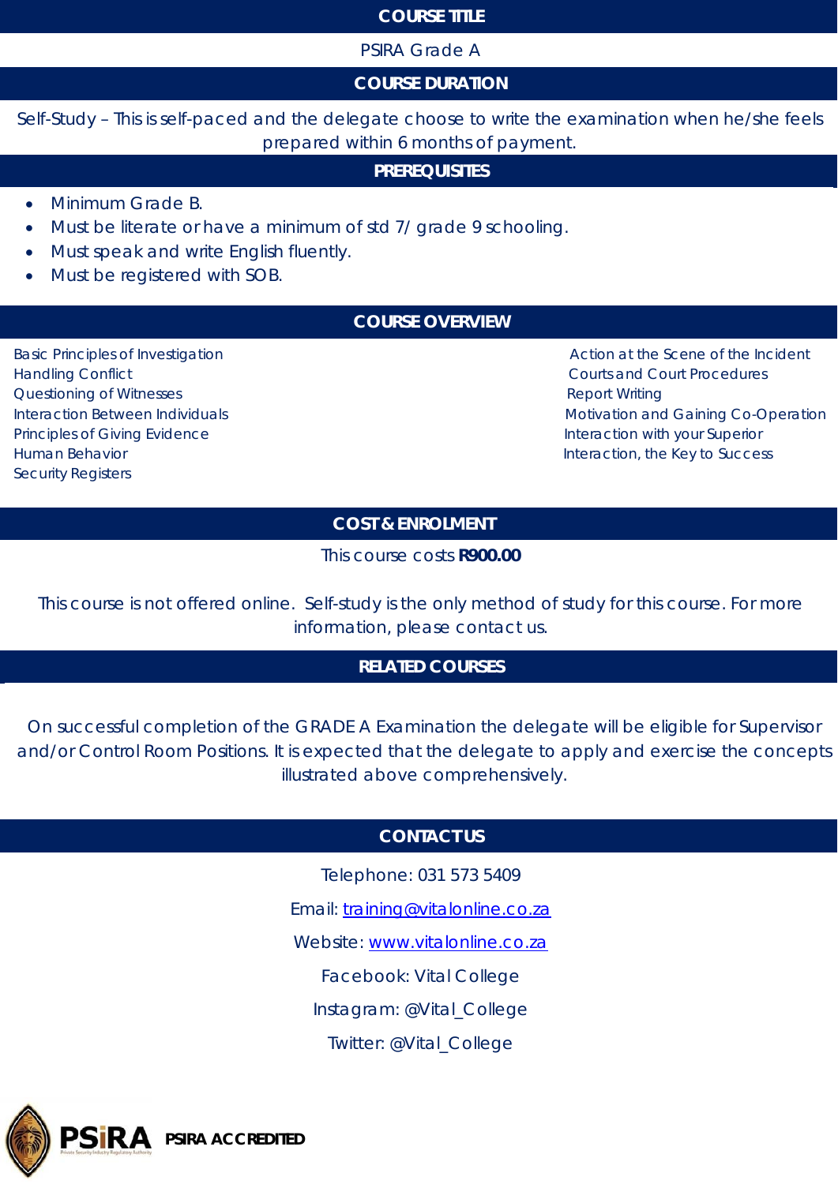## COURSE TITLE

PSIRA Grade A

## COURSE DURATION

Self-Study – This is self-paced and the delegate choose to write the examination when he/she feels prepared within 6 months of payment.

## PREREQUISITES

- Minimum Grade B.
- Must be literate or have a minimum of std 7/ grade 9 schooling.
- Must speak and write English fluently.
- Must be registered with SOB.

## COURSE OVERVIEW

Basic Principles of Investigation
Handling Conflict
Questioning of Witnesses
Interaction Between Individuals
Principles of Giving Evidence
Human Behavior
Security Registers
Action at the Scene of the Incident
Courts and Court Procedures
Report Writing
Motivation and Gaining Co-Operation
Interaction with your Superior
Interaction, the Key to Success

## COST & ENROLMENT

This course costs **R900.00**

This course is not offered online. Self-study is the only method of study for this course. For more information, please contact us.

## RELATED COURSES

On successful completion of the GRADE A Examination the delegate will be eligible for Supervisor and/or Control Room Positions. It is expected that the delegate to apply and exercise the concepts illustrated above comprehensively.

## CONTACT US

Telephone: 031 573 5409

Email: training@vitalonline.co.za

Website: www.vitalonline.co.za

Facebook: Vital College

Instagram: @Vital_College

Twitter: @Vital_College

**PSIRA ACCREDITED**